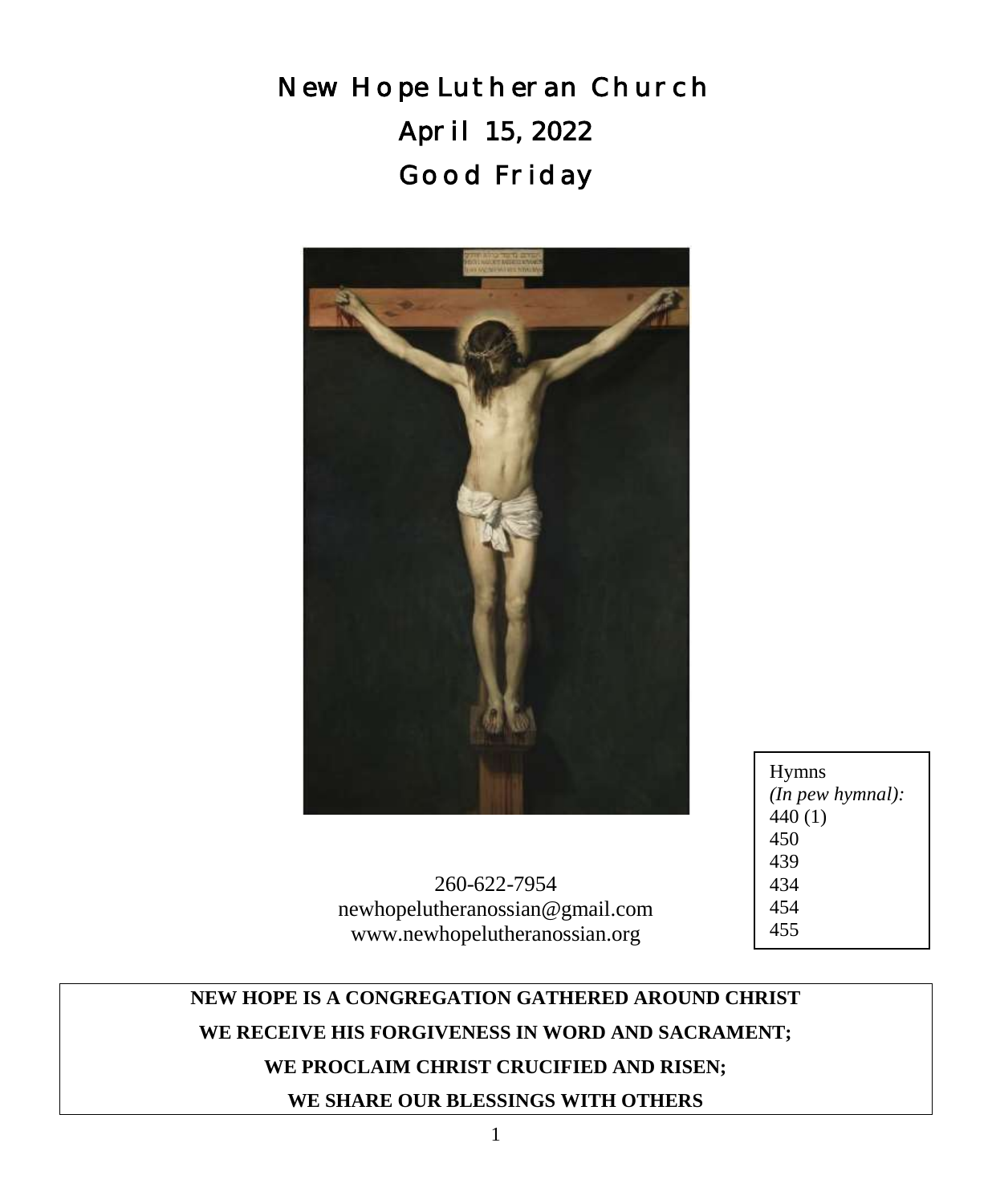# New Hope Lutheran Church

# April 15, 2022

# Good Friday

260-622-7954
newhopelutheranossian@gmail.com
www.newhopelutheranossian.org

Hymns
*(In pew hymnal):*
440 (1)
450
439
434
454
455

**NEW HOPE IS A CONGREGATION GATHERED AROUND CHRIST**

**WE RECEIVE HIS FORGIVENESS IN WORD AND SACRAMENT;**

**WE PROCLAIM CHRIST CRUCIFIED AND RISEN;**

**WE SHARE OUR BLESSINGS WITH OTHERS**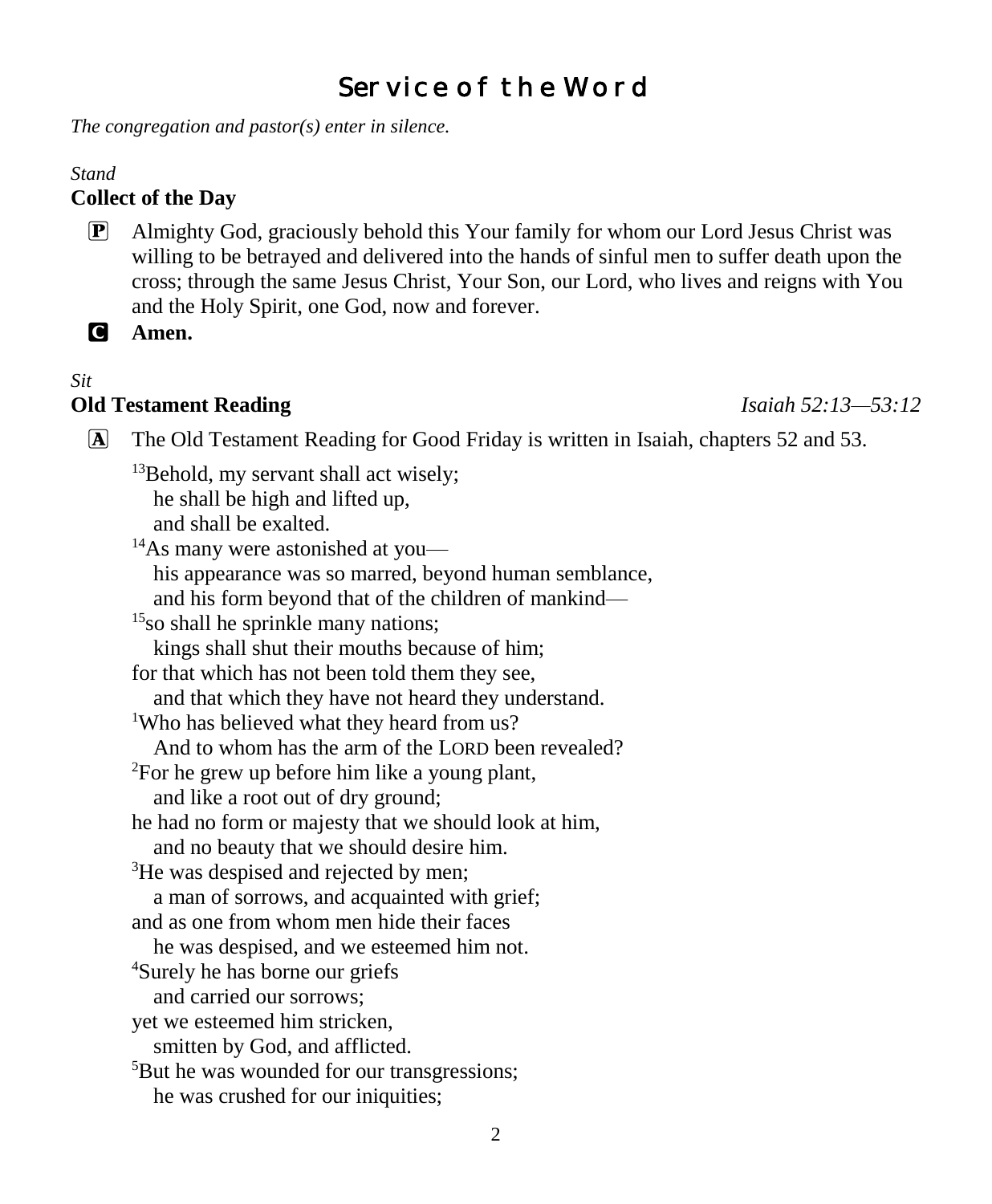# Service of the Word

*The congregation and pastor(s) enter in silence.*

*Stand*

**Collect of the Day**

P Almighty God, graciously behold this Your family for whom our Lord Jesus Christ was willing to be betrayed and delivered into the hands of sinful men to suffer death upon the cross; through the same Jesus Christ, Your Son, our Lord, who lives and reigns with You and the Holy Spirit, one God, now and forever.

C **Amen.**

*Sit*

**Old Testament Reading** *Isaiah 52:13—53:12*

A The Old Testament Reading for Good Friday is written in Isaiah, chapters 52 and 53.

[13]Behold, my servant shall act wisely;
  he shall be high and lifted up,
  and shall be exalted.
[14]As many were astonished at you—
  his appearance was so marred, beyond human semblance,
  and his form beyond that of the children of mankind—
[15]so shall he sprinkle many nations;
  kings shall shut their mouths because of him;
for that which has not been told them they see,
  and that which they have not heard they understand.
[1]Who has believed what they heard from us?
  And to whom has the arm of the LORD been revealed?
[2]For he grew up before him like a young plant,
  and like a root out of dry ground;
he had no form or majesty that we should look at him,
  and no beauty that we should desire him.
[3]He was despised and rejected by men;
  a man of sorrows, and acquainted with grief;
and as one from whom men hide their faces
  he was despised, and we esteemed him not.
[4]Surely he has borne our griefs
  and carried our sorrows;
yet we esteemed him stricken,
  smitten by God, and afflicted.
[5]But he was wounded for our transgressions;
  he was crushed for our iniquities;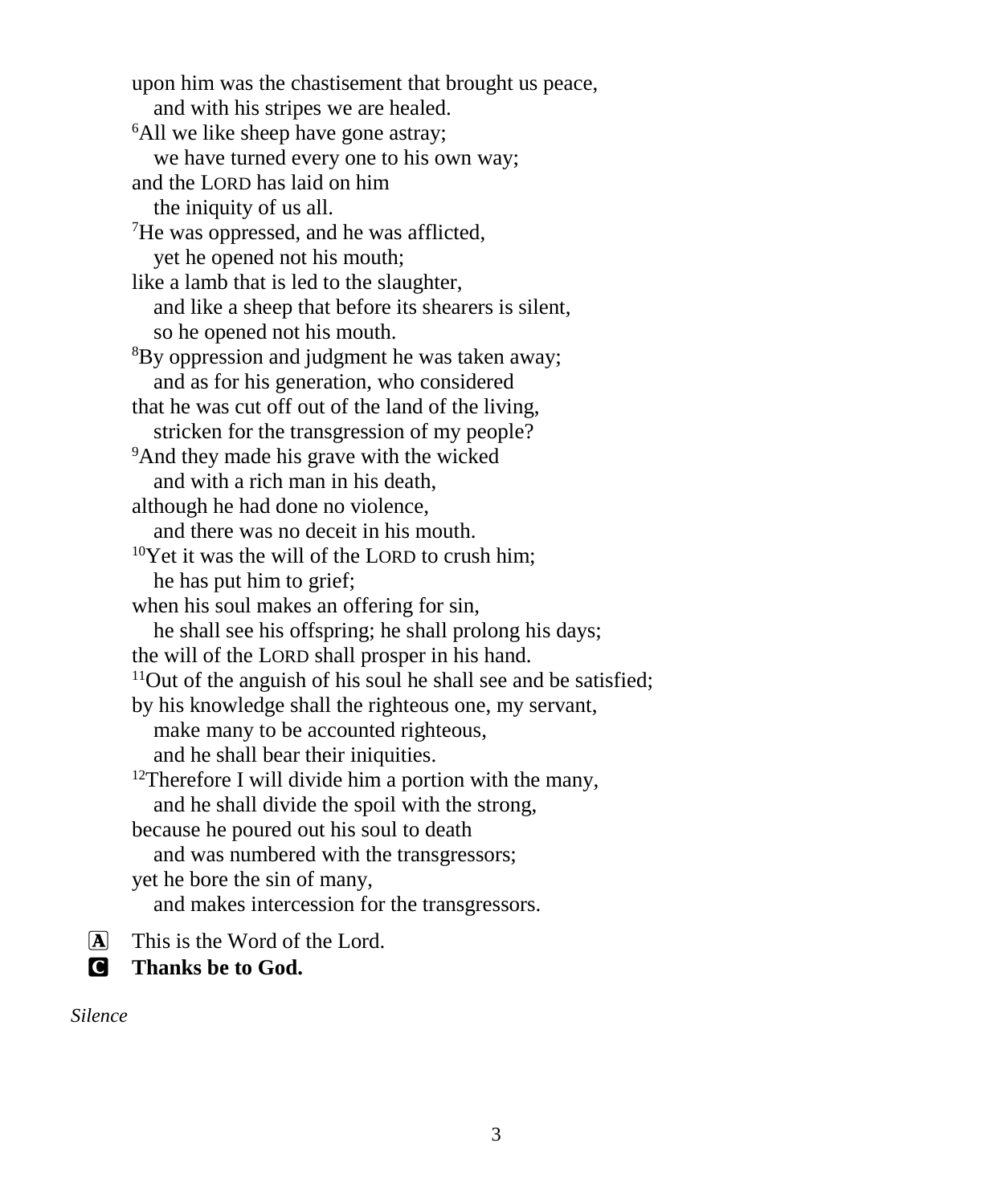upon him was the chastisement that brought us peace,  
  and with his stripes we are healed.  
[6]All we like sheep have gone astray;  
  we have turned every one to his own way;  
and the LORD has laid on him  
  the iniquity of us all.  
[7]He was oppressed, and he was afflicted,  
  yet he opened not his mouth;  
like a lamb that is led to the slaughter,  
  and like a sheep that before its shearers is silent,  
  so he opened not his mouth.  
[8]By oppression and judgment he was taken away;  
  and as for his generation, who considered  
that he was cut off out of the land of the living,  
  stricken for the transgression of my people?  
[9]And they made his grave with the wicked  
  and with a rich man in his death,  
although he had done no violence,  
  and there was no deceit in his mouth.  
[10]Yet it was the will of the LORD to crush him;  
  he has put him to grief;  
when his soul makes an offering for sin,  
  he shall see his offspring; he shall prolong his days;  
the will of the LORD shall prosper in his hand.  
[11]Out of the anguish of his soul he shall see and be satisfied;  
by his knowledge shall the righteous one, my servant,  
  make many to be accounted righteous,  
  and he shall bear their iniquities.  
[12]Therefore I will divide him a portion with the many,  
  and he shall divide the spoil with the strong,  
because he poured out his soul to death  
  and was numbered with the transgressors;  
yet he bore the sin of many,  
  and makes intercession for the transgressors.

A This is the Word of the Lord.  
C **Thanks be to God.**

*Silence*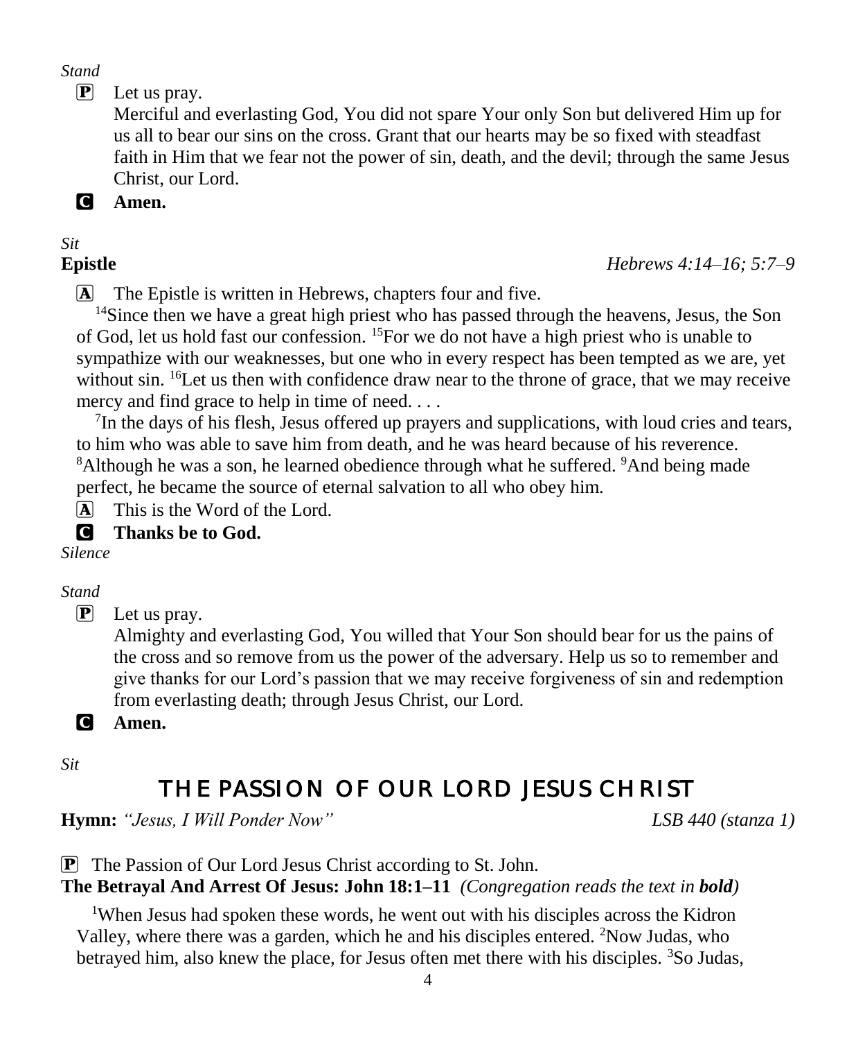*Stand*

P Let us pray.

Merciful and everlasting God, You did not spare Your only Son but delivered Him up for us all to bear our sins on the cross. Grant that our hearts may be so fixed with steadfast faith in Him that we fear not the power of sin, death, and the devil; through the same Jesus Christ, our Lord.

C **Amen.**

*Sit*

**Epistle** *Hebrews 4:14–16; 5:7–9*

A The Epistle is written in Hebrews, chapters four and five.

[14]Since then we have a great high priest who has passed through the heavens, Jesus, the Son of God, let us hold fast our confession. [15]For we do not have a high priest who is unable to sympathize with our weaknesses, but one who in every respect has been tempted as we are, yet without sin. [16]Let us then with confidence draw near to the throne of grace, that we may receive mercy and find grace to help in time of need. . . .

[7]In the days of his flesh, Jesus offered up prayers and supplications, with loud cries and tears, to him who was able to save him from death, and he was heard because of his reverence. [8]Although he was a son, he learned obedience through what he suffered. [9]And being made perfect, he became the source of eternal salvation to all who obey him.

A This is the Word of the Lord.

C **Thanks be to God.**

*Silence*

*Stand*

P Let us pray.

Almighty and everlasting God, You willed that Your Son should bear for us the pains of the cross and so remove from us the power of the adversary. Help us so to remember and give thanks for our Lord's passion that we may receive forgiveness of sin and redemption from everlasting death; through Jesus Christ, our Lord.

C **Amen.**

*Sit*

# THE PASSION OF OUR LORD JESUS CHRIST

**Hymn:** *"Jesus, I Will Ponder Now"* *LSB 440 (stanza 1)*

P The Passion of Our Lord Jesus Christ according to St. John.

**The Betrayal And Arrest Of Jesus: John 18:1–11** *(Congregation reads the text in* ***bold****)*

[1]When Jesus had spoken these words, he went out with his disciples across the Kidron Valley, where there was a garden, which he and his disciples entered. [2]Now Judas, who betrayed him, also knew the place, for Jesus often met there with his disciples. [3]So Judas,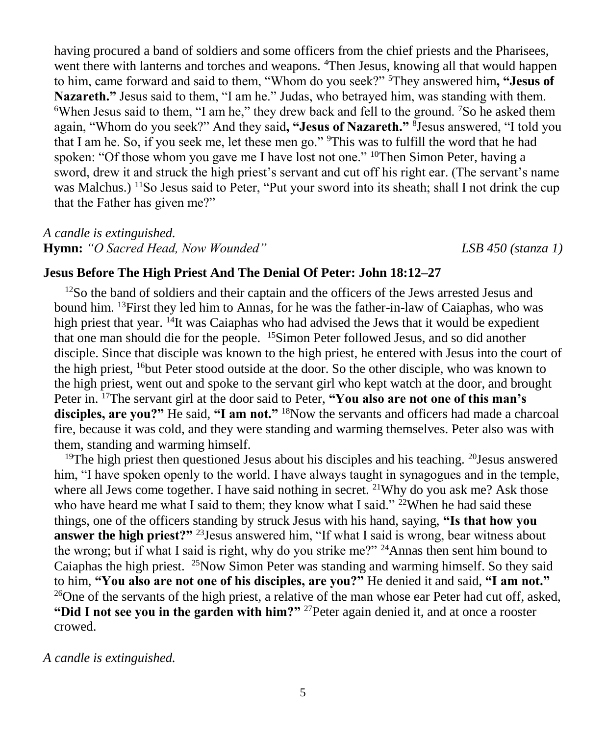having procured a band of soldiers and some officers from the chief priests and the Pharisees, went there with lanterns and torches and weapons. [4]Then Jesus, knowing all that would happen to him, came forward and said to them, "Whom do you seek?" [5]They answered him**, "Jesus of Nazareth."** Jesus said to them, "I am he." Judas, who betrayed him, was standing with them. [6]When Jesus said to them, "I am he," they drew back and fell to the ground. [7]So he asked them again, "Whom do you seek?" And they said**, "Jesus of Nazareth."** [8]Jesus answered, "I told you that I am he. So, if you seek me, let these men go." [9]This was to fulfill the word that he had spoken: "Of those whom you gave me I have lost not one." [10]Then Simon Peter, having a sword, drew it and struck the high priest's servant and cut off his right ear. (The servant's name was Malchus.) [11]So Jesus said to Peter, "Put your sword into its sheath; shall I not drink the cup that the Father has given me?"

*A candle is extinguished.*

**Hymn:** *"O Sacred Head, Now Wounded"* *LSB 450 (stanza 1)*

## Jesus Before The High Priest And The Denial Of Peter: John 18:12–27

[12]So the band of soldiers and their captain and the officers of the Jews arrested Jesus and bound him. [13]First they led him to Annas, for he was the father-in-law of Caiaphas, who was high priest that year. [14]It was Caiaphas who had advised the Jews that it would be expedient that one man should die for the people. [15]Simon Peter followed Jesus, and so did another disciple. Since that disciple was known to the high priest, he entered with Jesus into the court of the high priest, [16]but Peter stood outside at the door. So the other disciple, who was known to the high priest, went out and spoke to the servant girl who kept watch at the door, and brought Peter in. [17]The servant girl at the door said to Peter, **"You also are not one of this man's disciples, are you?"** He said, **"I am not."** [18]Now the servants and officers had made a charcoal fire, because it was cold, and they were standing and warming themselves. Peter also was with them, standing and warming himself.

[19]The high priest then questioned Jesus about his disciples and his teaching. [20]Jesus answered him, "I have spoken openly to the world. I have always taught in synagogues and in the temple, where all Jews come together. I have said nothing in secret. [21]Why do you ask me? Ask those who have heard me what I said to them; they know what I said." [22]When he had said these things, one of the officers standing by struck Jesus with his hand, saying, **"Is that how you answer the high priest?"** [23]Jesus answered him, "If what I said is wrong, bear witness about the wrong; but if what I said is right, why do you strike me?" [24]Annas then sent him bound to Caiaphas the high priest. [25]Now Simon Peter was standing and warming himself. So they said to him, **"You also are not one of his disciples, are you?"** He denied it and said, **"I am not."** [26]One of the servants of the high priest, a relative of the man whose ear Peter had cut off, asked, **"Did I not see you in the garden with him?"** [27]Peter again denied it, and at once a rooster crowed.

*A candle is extinguished.*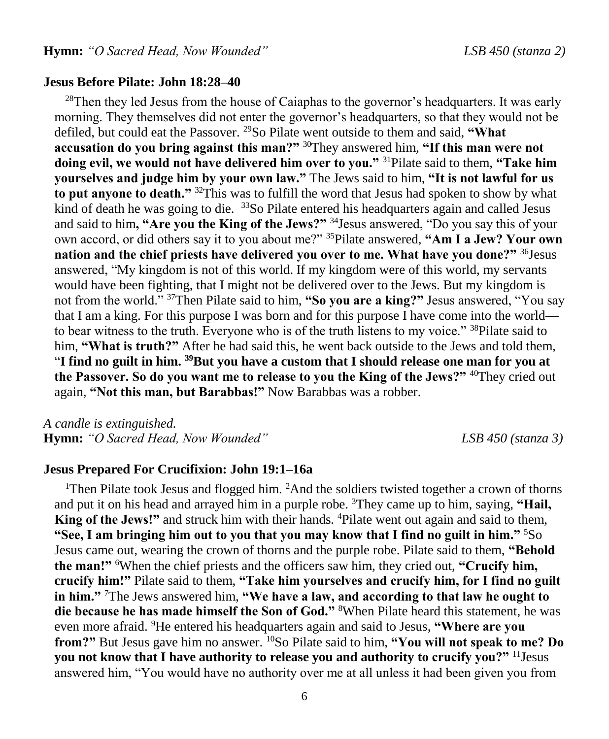**Hymn:** *"O Sacred Head, Now Wounded"* *LSB 450 (stanza 2)*

**Jesus Before Pilate: John 18:28–40**

28Then they led Jesus from the house of Caiaphas to the governor's headquarters. It was early morning. They themselves did not enter the governor's headquarters, so that they would not be defiled, but could eat the Passover. 29So Pilate went outside to them and said, **"What accusation do you bring against this man?"** 30They answered him, **"If this man were not doing evil, we would not have delivered him over to you."** 31Pilate said to them, **"Take him yourselves and judge him by your own law."** The Jews said to him, **"It is not lawful for us to put anyone to death."** 32This was to fulfill the word that Jesus had spoken to show by what kind of death he was going to die. 33So Pilate entered his headquarters again and called Jesus and said to him**, "Are you the King of the Jews?"** 34Jesus answered, "Do you say this of your own accord, or did others say it to you about me?" 35Pilate answered, **"Am I a Jew? Your own nation and the chief priests have delivered you over to me. What have you done?"** 36Jesus answered, "My kingdom is not of this world. If my kingdom were of this world, my servants would have been fighting, that I might not be delivered over to the Jews. But my kingdom is not from the world." 37Then Pilate said to him, **"So you are a king?"** Jesus answered, "You say that I am a king. For this purpose I was born and for this purpose I have come into the world—to bear witness to the truth. Everyone who is of the truth listens to my voice." 38Pilate said to him, **"What is truth?"** After he had said this, he went back outside to the Jews and told them, "**I find no guilt in him. 39But you have a custom that I should release one man for you at the Passover. So do you want me to release to you the King of the Jews?"** 40They cried out again, **"Not this man, but Barabbas!"** Now Barabbas was a robber.

*A candle is extinguished.*

**Hymn:** *"O Sacred Head, Now Wounded"* *LSB 450 (stanza 3)*

**Jesus Prepared For Crucifixion: John 19:1–16a**

1Then Pilate took Jesus and flogged him. 2And the soldiers twisted together a crown of thorns and put it on his head and arrayed him in a purple robe. 3They came up to him, saying, **"Hail, King of the Jews!"** and struck him with their hands. 4Pilate went out again and said to them, **"See, I am bringing him out to you that you may know that I find no guilt in him."** 5So Jesus came out, wearing the crown of thorns and the purple robe. Pilate said to them, **"Behold the man!"** 6When the chief priests and the officers saw him, they cried out, **"Crucify him, crucify him!"** Pilate said to them, **"Take him yourselves and crucify him, for I find no guilt in him."** 7The Jews answered him, **"We have a law, and according to that law he ought to die because he has made himself the Son of God."** 8When Pilate heard this statement, he was even more afraid. 9He entered his headquarters again and said to Jesus, **"Where are you from?"** But Jesus gave him no answer. 10So Pilate said to him, **"You will not speak to me? Do you not know that I have authority to release you and authority to crucify you?"** 11Jesus answered him, "You would have no authority over me at all unless it had been given you from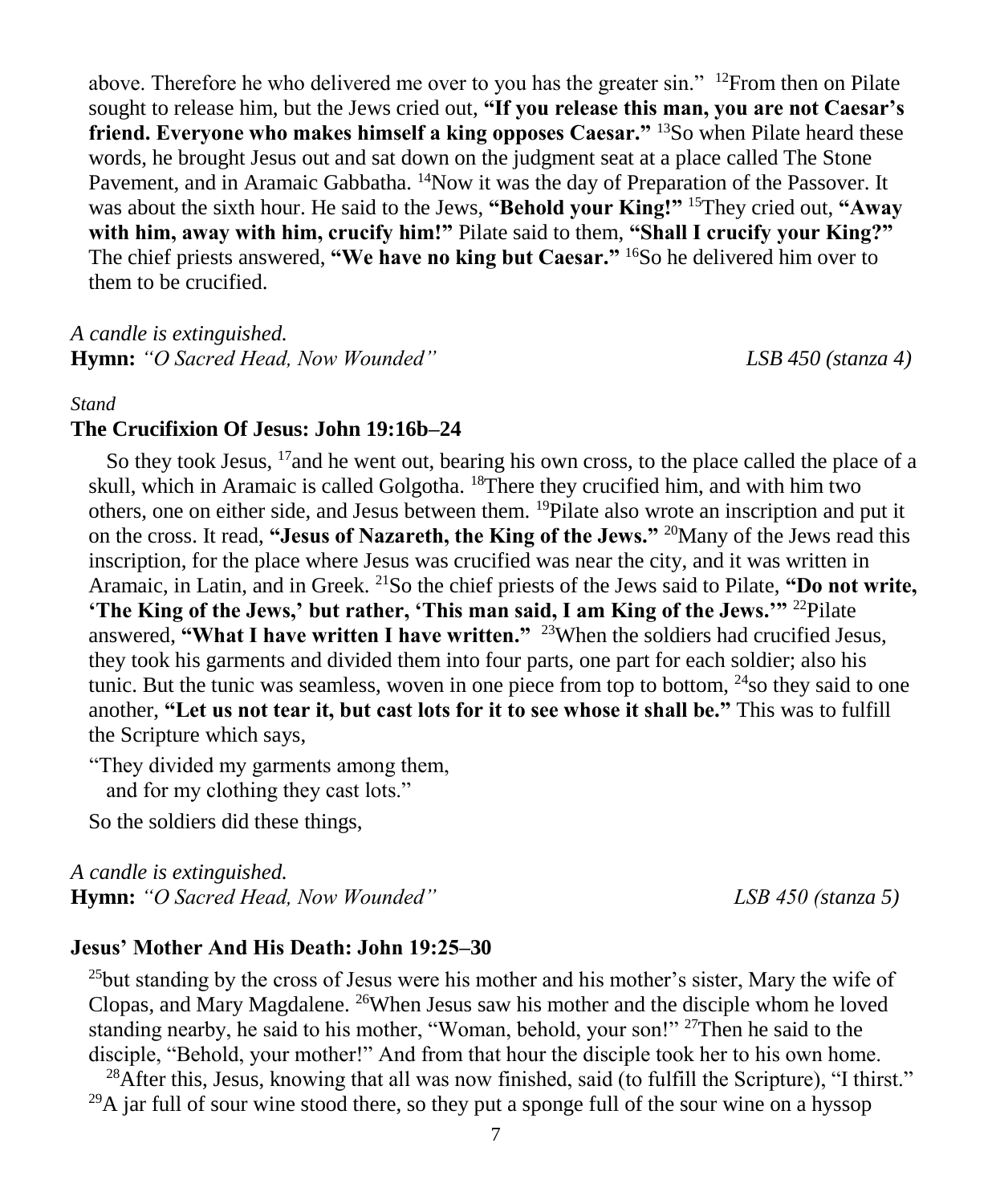above. Therefore he who delivered me over to you has the greater sin." [12]From then on Pilate sought to release him, but the Jews cried out, **"If you release this man, you are not Caesar's friend. Everyone who makes himself a king opposes Caesar."** [13]So when Pilate heard these words, he brought Jesus out and sat down on the judgment seat at a place called The Stone Pavement, and in Aramaic Gabbatha. [14]Now it was the day of Preparation of the Passover. It was about the sixth hour. He said to the Jews, **"Behold your King!"** [15]They cried out, **"Away with him, away with him, crucify him!"** Pilate said to them, **"Shall I crucify your King?"** The chief priests answered, **"We have no king but Caesar."** [16]So he delivered him over to them to be crucified.

*A candle is extinguished.*
**Hymn:** *"O Sacred Head, Now Wounded"* *LSB 450 (stanza 4)*

*Stand*

**The Crucifixion Of Jesus: John 19:16b–24**

So they took Jesus, [17]and he went out, bearing his own cross, to the place called the place of a skull, which in Aramaic is called Golgotha. [18]There they crucified him, and with him two others, one on either side, and Jesus between them. [19]Pilate also wrote an inscription and put it on the cross. It read, **"Jesus of Nazareth, the King of the Jews."** [20]Many of the Jews read this inscription, for the place where Jesus was crucified was near the city, and it was written in Aramaic, in Latin, and in Greek. [21]So the chief priests of the Jews said to Pilate, **"Do not write, 'The King of the Jews,' but rather, 'This man said, I am King of the Jews.'"** [22]Pilate answered, **"What I have written I have written."** [23]When the soldiers had crucified Jesus, they took his garments and divided them into four parts, one part for each soldier; also his tunic. But the tunic was seamless, woven in one piece from top to bottom, [24]so they said to one another, **"Let us not tear it, but cast lots for it to see whose it shall be."** This was to fulfill the Scripture which says,

"They divided my garments among them,
and for my clothing they cast lots."

So the soldiers did these things,

*A candle is extinguished.*
**Hymn:** *"O Sacred Head, Now Wounded"* *LSB 450 (stanza 5)*

**Jesus' Mother And His Death: John 19:25–30**

[25]but standing by the cross of Jesus were his mother and his mother's sister, Mary the wife of Clopas, and Mary Magdalene. [26]When Jesus saw his mother and the disciple whom he loved standing nearby, he said to his mother, "Woman, behold, your son!" [27]Then he said to the disciple, "Behold, your mother!" And from that hour the disciple took her to his own home.

[28]After this, Jesus, knowing that all was now finished, said (to fulfill the Scripture), "I thirst." [29]A jar full of sour wine stood there, so they put a sponge full of the sour wine on a hyssop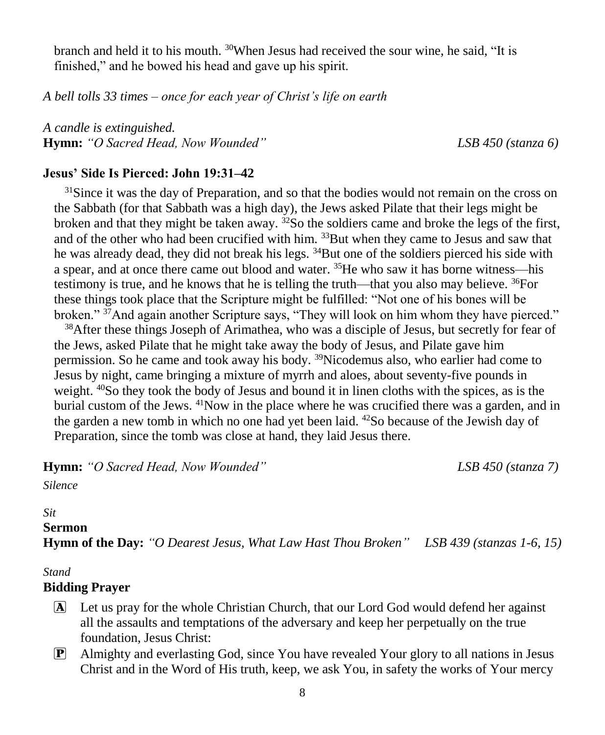branch and held it to his mouth. [30]When Jesus had received the sour wine, he said, "It is finished," and he bowed his head and gave up his spirit.

*A bell tolls 33 times – once for each year of Christ's life on earth*

*A candle is extinguished.*

**Hymn:** *"O Sacred Head, Now Wounded"* *LSB 450 (stanza 6)*

### Jesus' Side Is Pierced: John 19:31–42

[31]Since it was the day of Preparation, and so that the bodies would not remain on the cross on the Sabbath (for that Sabbath was a high day), the Jews asked Pilate that their legs might be broken and that they might be taken away. [32]So the soldiers came and broke the legs of the first, and of the other who had been crucified with him. [33]But when they came to Jesus and saw that he was already dead, they did not break his legs. [34]But one of the soldiers pierced his side with a spear, and at once there came out blood and water. [35]He who saw it has borne witness—his testimony is true, and he knows that he is telling the truth—that you also may believe. [36]For these things took place that the Scripture might be fulfilled: "Not one of his bones will be broken." [37]And again another Scripture says, "They will look on him whom they have pierced."

[38]After these things Joseph of Arimathea, who was a disciple of Jesus, but secretly for fear of the Jews, asked Pilate that he might take away the body of Jesus, and Pilate gave him permission. So he came and took away his body. [39]Nicodemus also, who earlier had come to Jesus by night, came bringing a mixture of myrrh and aloes, about seventy-five pounds in weight. [40]So they took the body of Jesus and bound it in linen cloths with the spices, as is the burial custom of the Jews. [41]Now in the place where he was crucified there was a garden, and in the garden a new tomb in which no one had yet been laid. [42]So because of the Jewish day of Preparation, since the tomb was close at hand, they laid Jesus there.

**Hymn:** *"O Sacred Head, Now Wounded"* *LSB 450 (stanza 7)*

*Silence*

*Sit*

**Sermon**

**Hymn of the Day:** *"O Dearest Jesus, What Law Hast Thou Broken"* *LSB 439 (stanzas 1-6, 15)*

*Stand*

**Bidding Prayer**

A  Let us pray for the whole Christian Church, that our Lord God would defend her against all the assaults and temptations of the adversary and keep her perpetually on the true foundation, Jesus Christ:

P  Almighty and everlasting God, since You have revealed Your glory to all nations in Jesus Christ and in the Word of His truth, keep, we ask You, in safety the works of Your mercy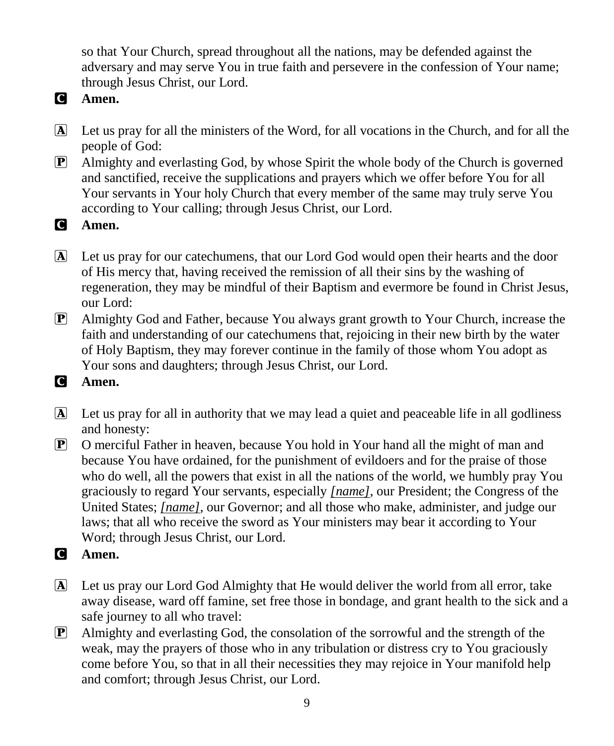so that Your Church, spread throughout all the nations, may be defended against the adversary and may serve You in true faith and persevere in the confession of Your name; through Jesus Christ, our Lord.

C **Amen.**

A Let us pray for all the ministers of the Word, for all vocations in the Church, and for all the people of God:

P Almighty and everlasting God, by whose Spirit the whole body of the Church is governed and sanctified, receive the supplications and prayers which we offer before You for all Your servants in Your holy Church that every member of the same may truly serve You according to Your calling; through Jesus Christ, our Lord.

C **Amen.**

A Let us pray for our catechumens, that our Lord God would open their hearts and the door of His mercy that, having received the remission of all their sins by the washing of regeneration, they may be mindful of their Baptism and evermore be found in Christ Jesus, our Lord:

P Almighty God and Father, because You always grant growth to Your Church, increase the faith and understanding of our catechumens that, rejoicing in their new birth by the water of Holy Baptism, they may forever continue in the family of those whom You adopt as Your sons and daughters; through Jesus Christ, our Lord.

C **Amen.**

A Let us pray for all in authority that we may lead a quiet and peaceable life in all godliness and honesty:

P O merciful Father in heaven, because You hold in Your hand all the might of man and because You have ordained, for the punishment of evildoers and for the praise of those who do well, all the powers that exist in all the nations of the world, we humbly pray You graciously to regard Your servants, especially *[name]*, our President; the Congress of the United States; *[name]*, our Governor; and all those who make, administer, and judge our laws; that all who receive the sword as Your ministers may bear it according to Your Word; through Jesus Christ, our Lord.

C **Amen.**

A Let us pray our Lord God Almighty that He would deliver the world from all error, take away disease, ward off famine, set free those in bondage, and grant health to the sick and a safe journey to all who travel:

P Almighty and everlasting God, the consolation of the sorrowful and the strength of the weak, may the prayers of those who in any tribulation or distress cry to You graciously come before You, so that in all their necessities they may rejoice in Your manifold help and comfort; through Jesus Christ, our Lord.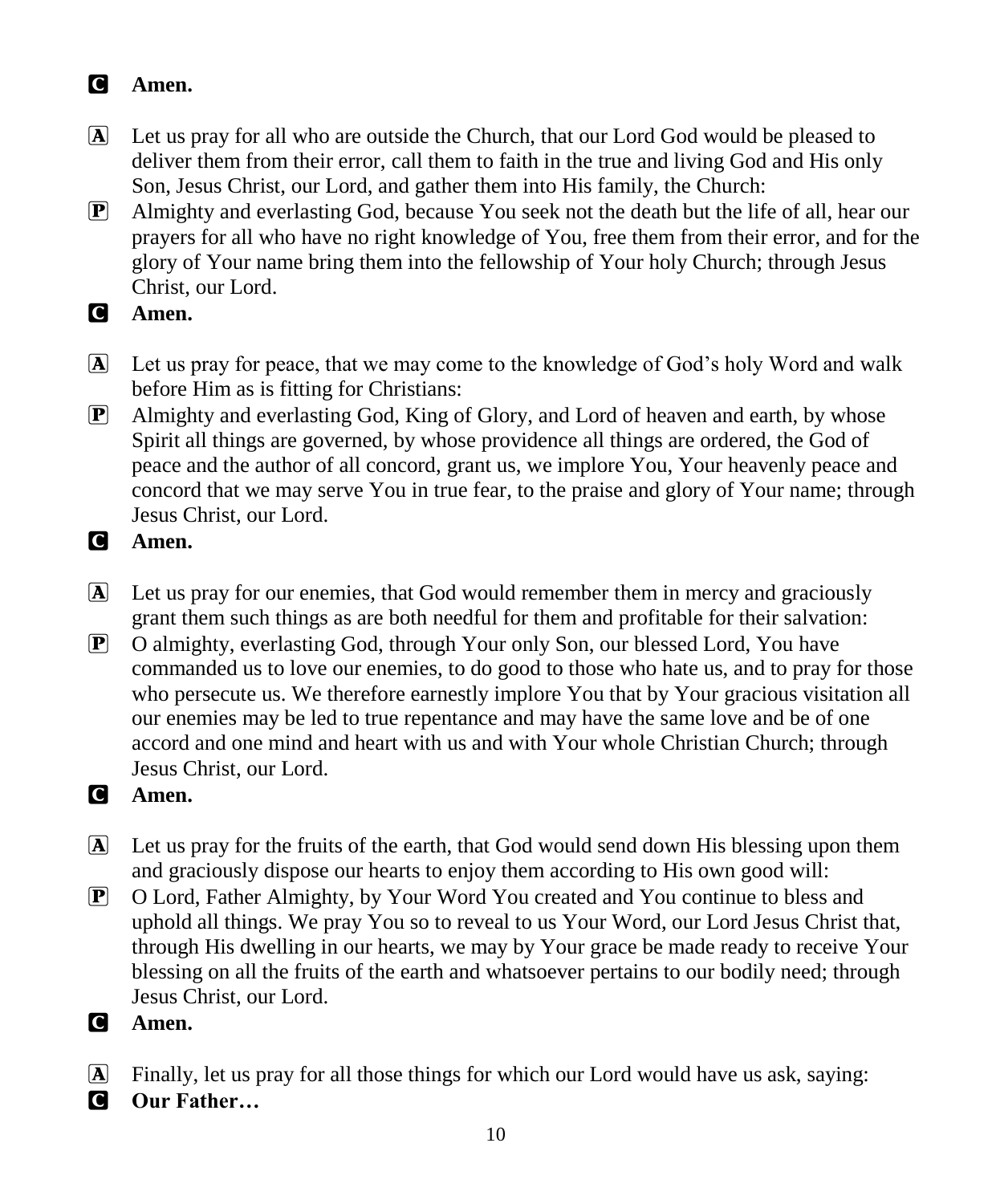**C** **Amen.**

**A** Let us pray for all who are outside the Church, that our Lord God would be pleased to deliver them from their error, call them to faith in the true and living God and His only Son, Jesus Christ, our Lord, and gather them into His family, the Church:

**P** Almighty and everlasting God, because You seek not the death but the life of all, hear our prayers for all who have no right knowledge of You, free them from their error, and for the glory of Your name bring them into the fellowship of Your holy Church; through Jesus Christ, our Lord.

**C** **Amen.**

**A** Let us pray for peace, that we may come to the knowledge of God's holy Word and walk before Him as is fitting for Christians:

**P** Almighty and everlasting God, King of Glory, and Lord of heaven and earth, by whose Spirit all things are governed, by whose providence all things are ordered, the God of peace and the author of all concord, grant us, we implore You, Your heavenly peace and concord that we may serve You in true fear, to the praise and glory of Your name; through Jesus Christ, our Lord.

**C** **Amen.**

**A** Let us pray for our enemies, that God would remember them in mercy and graciously grant them such things as are both needful for them and profitable for their salvation:

**P** O almighty, everlasting God, through Your only Son, our blessed Lord, You have commanded us to love our enemies, to do good to those who hate us, and to pray for those who persecute us. We therefore earnestly implore You that by Your gracious visitation all our enemies may be led to true repentance and may have the same love and be of one accord and one mind and heart with us and with Your whole Christian Church; through Jesus Christ, our Lord.

**C** **Amen.**

**A** Let us pray for the fruits of the earth, that God would send down His blessing upon them and graciously dispose our hearts to enjoy them according to His own good will:

**P** O Lord, Father Almighty, by Your Word You created and You continue to bless and uphold all things. We pray You so to reveal to us Your Word, our Lord Jesus Christ that, through His dwelling in our hearts, we may by Your grace be made ready to receive Your blessing on all the fruits of the earth and whatsoever pertains to our bodily need; through Jesus Christ, our Lord.

**C** **Amen.**

**A** Finally, let us pray for all those things for which our Lord would have us ask, saying:

**C** **Our Father…**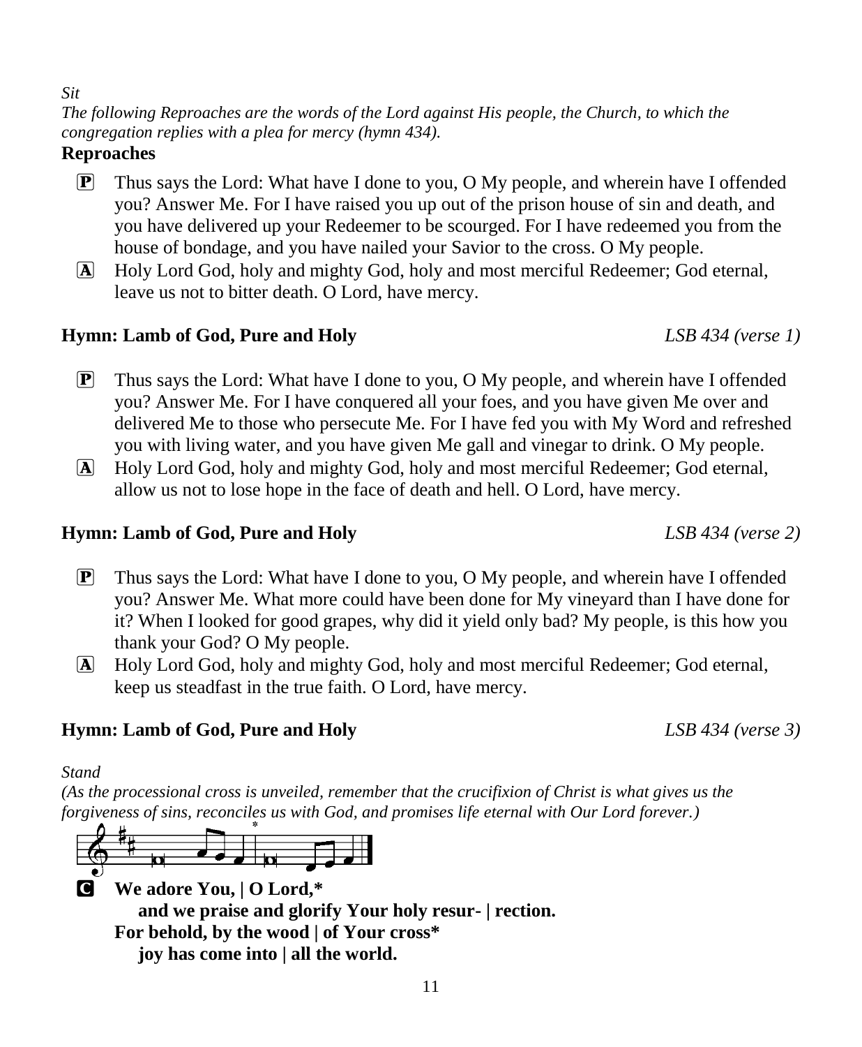*Sit*

*The following Reproaches are the words of the Lord against His people, the Church, to which the congregation replies with a plea for mercy (hymn 434).*

**Reproaches**

P Thus says the Lord: What have I done to you, O My people, and wherein have I offended you? Answer Me. For I have raised you up out of the prison house of sin and death, and you have delivered up your Redeemer to be scourged. For I have redeemed you from the house of bondage, and you have nailed your Savior to the cross. O My people.

A Holy Lord God, holy and mighty God, holy and most merciful Redeemer; God eternal, leave us not to bitter death. O Lord, have mercy.

**Hymn: Lamb of God, Pure and Holy** *LSB 434 (verse 1)*

P Thus says the Lord: What have I done to you, O My people, and wherein have I offended you? Answer Me. For I have conquered all your foes, and you have given Me over and delivered Me to those who persecute Me. For I have fed you with My Word and refreshed you with living water, and you have given Me gall and vinegar to drink. O My people.

A Holy Lord God, holy and mighty God, holy and most merciful Redeemer; God eternal, allow us not to lose hope in the face of death and hell. O Lord, have mercy.

**Hymn: Lamb of God, Pure and Holy** *LSB 434 (verse 2)*

P Thus says the Lord: What have I done to you, O My people, and wherein have I offended you? Answer Me. What more could have been done for My vineyard than I have done for it? When I looked for good grapes, why did it yield only bad? My people, is this how you thank your God? O My people.

A Holy Lord God, holy and mighty God, holy and most merciful Redeemer; God eternal, keep us steadfast in the true faith. O Lord, have mercy.

**Hymn: Lamb of God, Pure and Holy** *LSB 434 (verse 3)*

*Stand*

*(As the processional cross is unveiled, remember that the crucifixion of Christ is what gives us the forgiveness of sins, reconciles us with God, and promises life eternal with Our Lord forever.)*

C **We adore You, | O Lord,\***
**and we praise and glorify Your holy resur- | rection.**
**For behold, by the wood | of Your cross\***
**joy has come into | all the world.**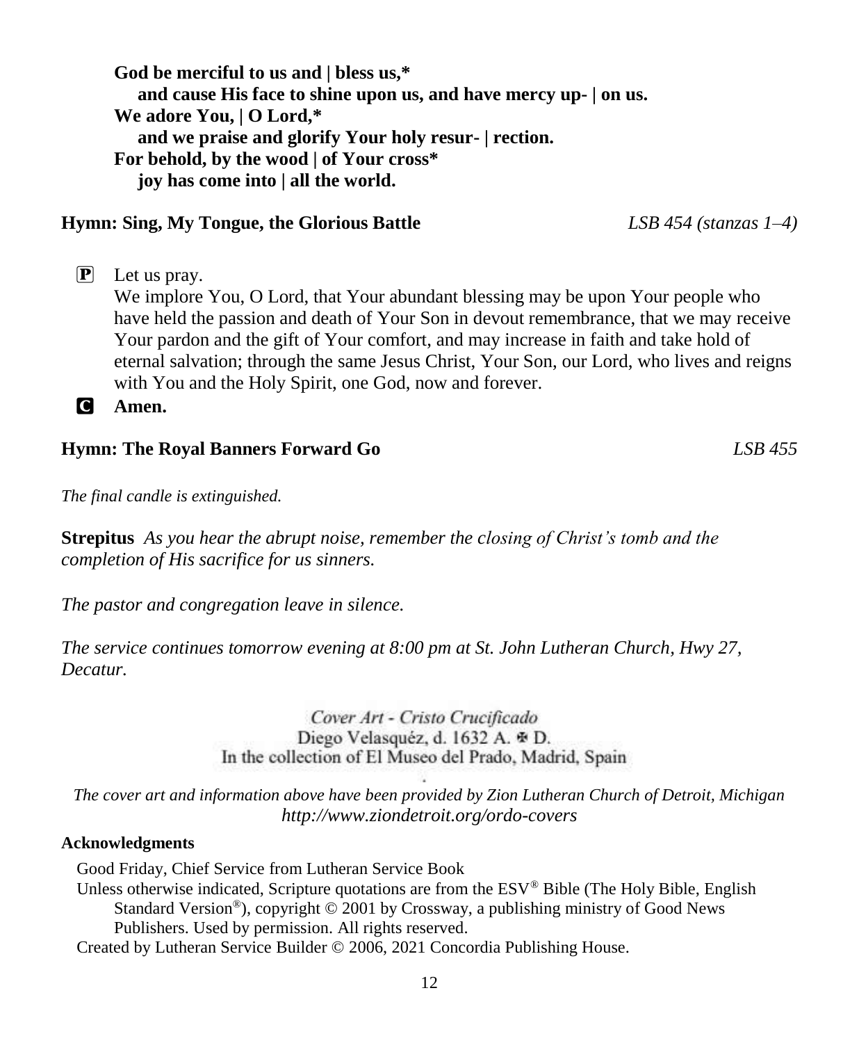**God be merciful to us and | bless us,\***
**and cause His face to shine upon us, and have mercy up- | on us.**
**We adore You, | O Lord,\***
**and we praise and glorify Your holy resur- | rection.**
**For behold, by the wood | of Your cross\***
**joy has come into | all the world.**

**Hymn: Sing, My Tongue, the Glorious Battle** *LSB 454 (stanzas 1–4)*

P Let us pray.
We implore You, O Lord, that Your abundant blessing may be upon Your people who have held the passion and death of Your Son in devout remembrance, that we may receive Your pardon and the gift of Your comfort, and may increase in faith and take hold of eternal salvation; through the same Jesus Christ, Your Son, our Lord, who lives and reigns with You and the Holy Spirit, one God, now and forever.

C **Amen.**

**Hymn: The Royal Banners Forward Go** *LSB 455*

*The final candle is extinguished.*

**Strepitus** *As you hear the abrupt noise, remember the closing of Christ's tomb and the completion of His sacrifice for us sinners.*

*The pastor and congregation leave in silence.*

*The service continues tomorrow evening at 8:00 pm at St. John Lutheran Church, Hwy 27, Decatur.*

*Cover Art - Cristo Crucificado*
Diego Velasquéz, d. 1632 A. ✠ D.
In the collection of El Museo del Prado, Madrid, Spain

*The cover art and information above have been provided by Zion Lutheran Church of Detroit, Michigan*
*http://www.ziondetroit.org/ordo-covers*

**Acknowledgments**

Good Friday, Chief Service from Lutheran Service Book
Unless otherwise indicated, Scripture quotations are from the ESV® Bible (The Holy Bible, English Standard Version®), copyright © 2001 by Crossway, a publishing ministry of Good News Publishers. Used by permission. All rights reserved.
Created by Lutheran Service Builder © 2006, 2021 Concordia Publishing House.